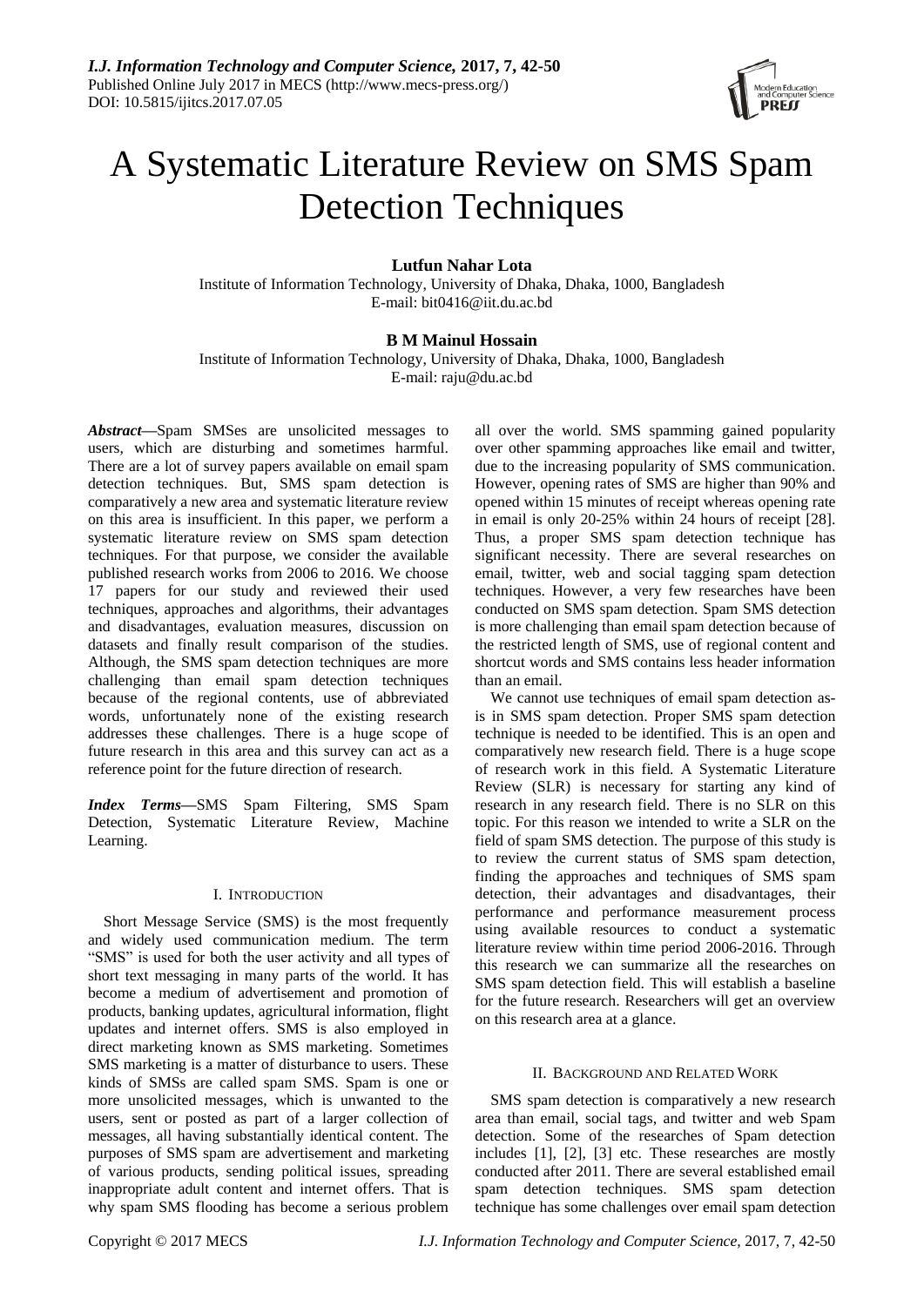# A Systematic Literature Review on SMS Spam Detection Techniques

**Lutfun Nahar Lota**

Institute of Information Technology, University of Dhaka, Dhaka, 1000, Bangladesh
E-mail: bit0416@iit.du.ac.bd

**B M Mainul Hossain**

Institute of Information Technology, University of Dhaka, Dhaka, 1000, Bangladesh
E-mail: raju@du.ac.bd

***Abstract*—**Spam SMSes are unsolicited messages to users, which are disturbing and sometimes harmful. There are a lot of survey papers available on email spam detection techniques. But, SMS spam detection is comparatively a new area and systematic literature review on this area is insufficient. In this paper, we perform a systematic literature review on SMS spam detection techniques. For that purpose, we consider the available published research works from 2006 to 2016. We choose 17 papers for our study and reviewed their used techniques, approaches and algorithms, their advantages and disadvantages, evaluation measures, discussion on datasets and finally result comparison of the studies. Although, the SMS spam detection techniques are more challenging than email spam detection techniques because of the regional contents, use of abbreviated words, unfortunately none of the existing research addresses these challenges. There is a huge scope of future research in this area and this survey can act as a reference point for the future direction of research.

***Index Terms*—**SMS Spam Filtering, SMS Spam Detection, Systematic Literature Review, Machine Learning.

## I. Introduction

Short Message Service (SMS) is the most frequently and widely used communication medium. The term "SMS" is used for both the user activity and all types of short text messaging in many parts of the world. It has become a medium of advertisement and promotion of products, banking updates, agricultural information, flight updates and internet offers. SMS is also employed in direct marketing known as SMS marketing. Sometimes SMS marketing is a matter of disturbance to users. These kinds of SMSs are called spam SMS. Spam is one or more unsolicited messages, which is unwanted to the users, sent or posted as part of a larger collection of messages, all having substantially identical content. The purposes of SMS spam are advertisement and marketing of various products, sending political issues, spreading inappropriate adult content and internet offers. That is why spam SMS flooding has become a serious problem all over the world. SMS spamming gained popularity over other spamming approaches like email and twitter, due to the increasing popularity of SMS communication. However, opening rates of SMS are higher than 90% and opened within 15 minutes of receipt whereas opening rate in email is only 20-25% within 24 hours of receipt [28]. Thus, a proper SMS spam detection technique has significant necessity. There are several researches on email, twitter, web and social tagging spam detection techniques. However, a very few researches have been conducted on SMS spam detection. Spam SMS detection is more challenging than email spam detection because of the restricted length of SMS, use of regional content and shortcut words and SMS contains less header information than an email.

We cannot use techniques of email spam detection as-is in SMS spam detection. Proper SMS spam detection technique is needed to be identified. This is an open and comparatively new research field. There is a huge scope of research work in this field. A Systematic Literature Review (SLR) is necessary for starting any kind of research in any research field. There is no SLR on this topic. For this reason we intended to write a SLR on the field of spam SMS detection. The purpose of this study is to review the current status of SMS spam detection, finding the approaches and techniques of SMS spam detection, their advantages and disadvantages, their performance and performance measurement process using available resources to conduct a systematic literature review within time period 2006-2016. Through this research we can summarize all the researches on SMS spam detection field. This will establish a baseline for the future research. Researchers will get an overview on this research area at a glance.

## II. Background and Related Work

SMS spam detection is comparatively a new research area than email, social tags, and twitter and web Spam detection. Some of the researches of Spam detection includes [1], [2], [3] etc. These researches are mostly conducted after 2011. There are several established email spam detection techniques. SMS spam detection technique has some challenges over email spam detection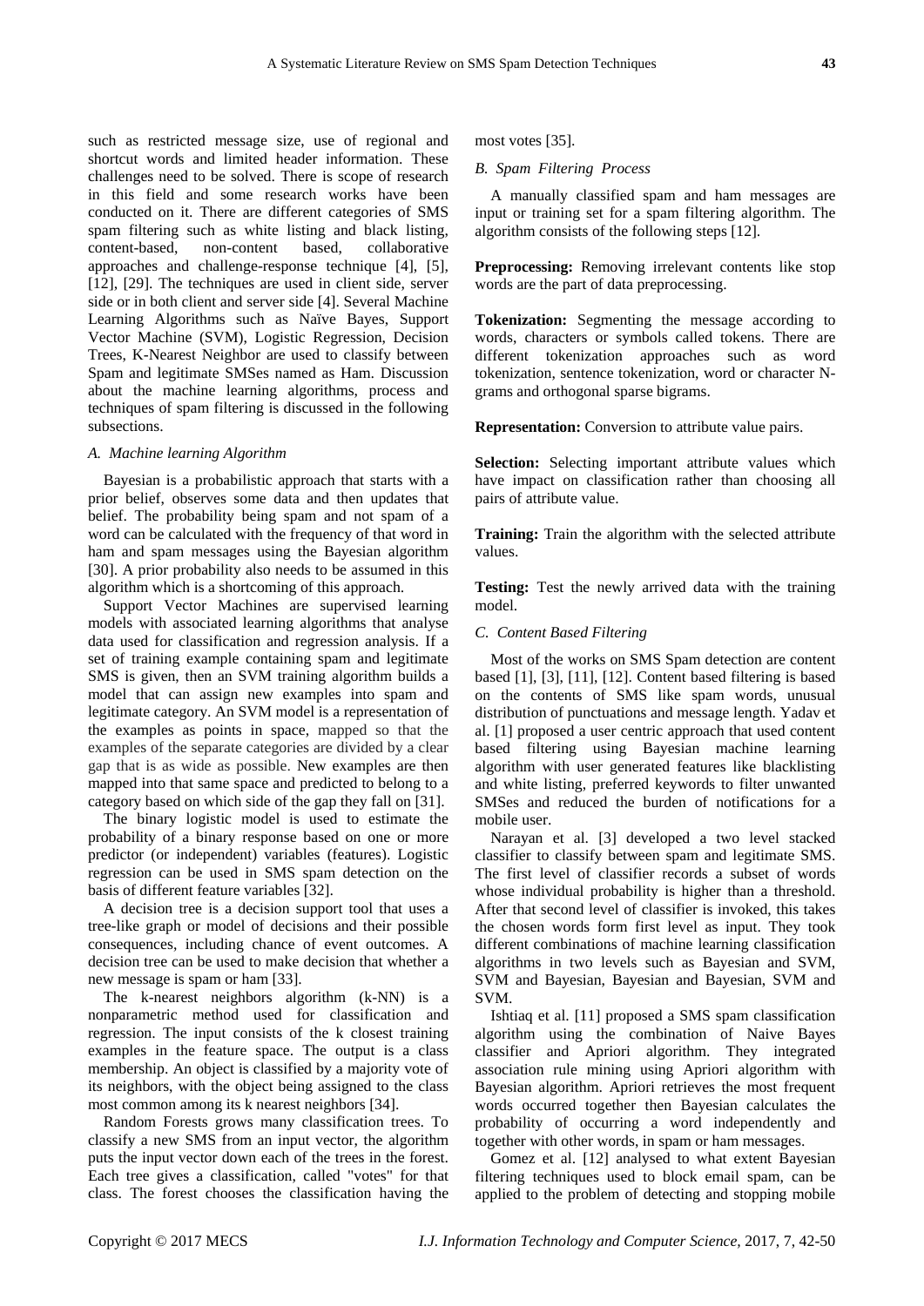such as restricted message size, use of regional and shortcut words and limited header information. These challenges need to be solved. There is scope of research in this field and some research works have been conducted on it. There are different categories of SMS spam filtering such as white listing and black listing, content-based, non-content based, collaborative approaches and challenge-response technique [4], [5], [12], [29]. The techniques are used in client side, server side or in both client and server side [4]. Several Machine Learning Algorithms such as Naïve Bayes, Support Vector Machine (SVM), Logistic Regression, Decision Trees, K-Nearest Neighbor are used to classify between Spam and legitimate SMSes named as Ham. Discussion about the machine learning algorithms, process and techniques of spam filtering is discussed in the following subsections.

### *A. Machine learning Algorithm*

Bayesian is a probabilistic approach that starts with a prior belief, observes some data and then updates that belief. The probability being spam and not spam of a word can be calculated with the frequency of that word in ham and spam messages using the Bayesian algorithm [30]. A prior probability also needs to be assumed in this algorithm which is a shortcoming of this approach.

Support Vector Machines are supervised learning models with associated learning algorithms that analyse data used for classification and regression analysis. If a set of training example containing spam and legitimate SMS is given, then an SVM training algorithm builds a model that can assign new examples into spam and legitimate category. An SVM model is a representation of the examples as points in space, mapped so that the examples of the separate categories are divided by a clear gap that is as wide as possible. New examples are then mapped into that same space and predicted to belong to a category based on which side of the gap they fall on [31].

The binary logistic model is used to estimate the probability of a binary response based on one or more predictor (or independent) variables (features). Logistic regression can be used in SMS spam detection on the basis of different feature variables [32].

A decision tree is a decision support tool that uses a tree-like graph or model of decisions and their possible consequences, including chance of event outcomes. A decision tree can be used to make decision that whether a new message is spam or ham [33].

The k-nearest neighbors algorithm (k-NN) is a nonparametric method used for classification and regression. The input consists of the k closest training examples in the feature space. The output is a class membership. An object is classified by a majority vote of its neighbors, with the object being assigned to the class most common among its k nearest neighbors [34].

Random Forests grows many classification trees. To classify a new SMS from an input vector, the algorithm puts the input vector down each of the trees in the forest. Each tree gives a classification, called "votes" for that class. The forest chooses the classification having the most votes [35].

### *B. Spam Filtering Process*

A manually classified spam and ham messages are input or training set for a spam filtering algorithm. The algorithm consists of the following steps [12].

**Preprocessing:** Removing irrelevant contents like stop words are the part of data preprocessing.

**Tokenization:** Segmenting the message according to words, characters or symbols called tokens. There are different tokenization approaches such as word tokenization, sentence tokenization, word or character N-grams and orthogonal sparse bigrams.

**Representation:** Conversion to attribute value pairs.

**Selection:** Selecting important attribute values which have impact on classification rather than choosing all pairs of attribute value.

**Training:** Train the algorithm with the selected attribute values.

**Testing:** Test the newly arrived data with the training model.

### *C. Content Based Filtering*

Most of the works on SMS Spam detection are content based [1], [3], [11], [12]. Content based filtering is based on the contents of SMS like spam words, unusual distribution of punctuations and message length. Yadav et al. [1] proposed a user centric approach that used content based filtering using Bayesian machine learning algorithm with user generated features like blacklisting and white listing, preferred keywords to filter unwanted SMSes and reduced the burden of notifications for a mobile user.

Narayan et al. [3] developed a two level stacked classifier to classify between spam and legitimate SMS. The first level of classifier records a subset of words whose individual probability is higher than a threshold. After that second level of classifier is invoked, this takes the chosen words form first level as input. They took different combinations of machine learning classification algorithms in two levels such as Bayesian and SVM, SVM and Bayesian, Bayesian and Bayesian, SVM and SVM.

Ishtiaq et al. [11] proposed a SMS spam classification algorithm using the combination of Naive Bayes classifier and Apriori algorithm. They integrated association rule mining using Apriori algorithm with Bayesian algorithm. Apriori retrieves the most frequent words occurred together then Bayesian calculates the probability of occurring a word independently and together with other words, in spam or ham messages.

Gomez et al. [12] analysed to what extent Bayesian filtering techniques used to block email spam, can be applied to the problem of detecting and stopping mobile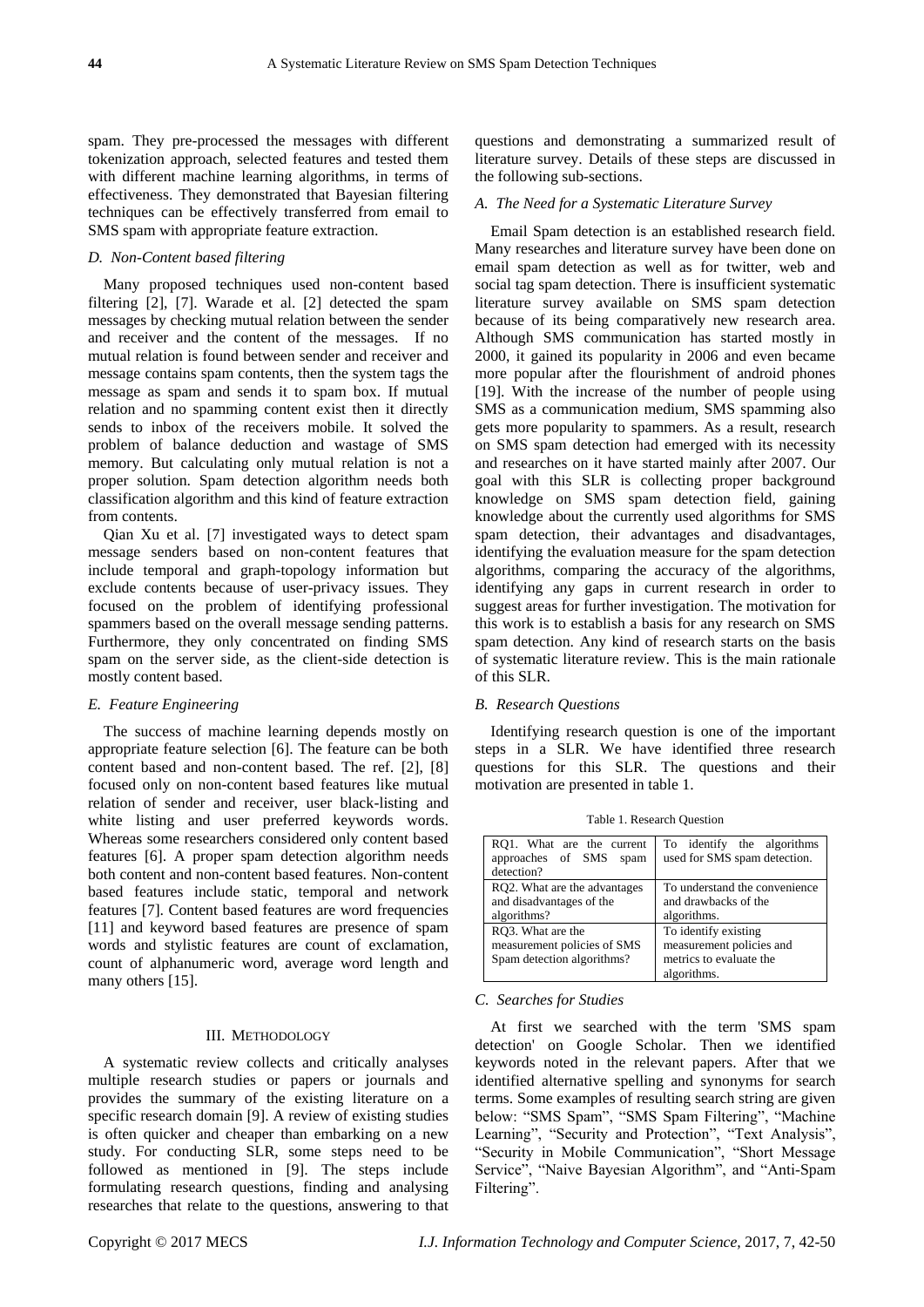spam. They pre-processed the messages with different tokenization approach, selected features and tested them with different machine learning algorithms, in terms of effectiveness. They demonstrated that Bayesian filtering techniques can be effectively transferred from email to SMS spam with appropriate feature extraction.

### *D. Non-Content based filtering*

Many proposed techniques used non-content based filtering [2], [7]. Warade et al. [2] detected the spam messages by checking mutual relation between the sender and receiver and the content of the messages. If no mutual relation is found between sender and receiver and message contains spam contents, then the system tags the message as spam and sends it to spam box. If mutual relation and no spamming content exist then it directly sends to inbox of the receivers mobile. It solved the problem of balance deduction and wastage of SMS memory. But calculating only mutual relation is not a proper solution. Spam detection algorithm needs both classification algorithm and this kind of feature extraction from contents.

Qian Xu et al. [7] investigated ways to detect spam message senders based on non-content features that include temporal and graph-topology information but exclude contents because of user-privacy issues. They focused on the problem of identifying professional spammers based on the overall message sending patterns. Furthermore, they only concentrated on finding SMS spam on the server side, as the client-side detection is mostly content based.

### *E. Feature Engineering*

The success of machine learning depends mostly on appropriate feature selection [6]. The feature can be both content based and non-content based. The ref. [2], [8] focused only on non-content based features like mutual relation of sender and receiver, user black-listing and white listing and user preferred keywords words. Whereas some researchers considered only content based features [6]. A proper spam detection algorithm needs both content and non-content based features. Non-content based features include static, temporal and network features [7]. Content based features are word frequencies [11] and keyword based features are presence of spam words and stylistic features are count of exclamation, count of alphanumeric word, average word length and many others [15].

## III. Methodology

A systematic review collects and critically analyses multiple research studies or papers or journals and provides the summary of the existing literature on a specific research domain [9]. A review of existing studies is often quicker and cheaper than embarking on a new study. For conducting SLR, some steps need to be followed as mentioned in [9]. The steps include formulating research questions, finding and analysing researches that relate to the questions, answering to that questions and demonstrating a summarized result of literature survey. Details of these steps are discussed in the following sub-sections.

### *A. The Need for a Systematic Literature Survey*

Email Spam detection is an established research field. Many researches and literature survey have been done on email spam detection as well as for twitter, web and social tag spam detection. There is insufficient systematic literature survey available on SMS spam detection because of its being comparatively new research area. Although SMS communication has started mostly in 2000, it gained its popularity in 2006 and even became more popular after the flourishment of android phones [19]. With the increase of the number of people using SMS as a communication medium, SMS spamming also gets more popularity to spammers. As a result, research on SMS spam detection had emerged with its necessity and researches on it have started mainly after 2007. Our goal with this SLR is collecting proper background knowledge on SMS spam detection field, gaining knowledge about the currently used algorithms for SMS spam detection, their advantages and disadvantages, identifying the evaluation measure for the spam detection algorithms, comparing the accuracy of the algorithms, identifying any gaps in current research in order to suggest areas for further investigation. The motivation for this work is to establish a basis for any research on SMS spam detection. Any kind of research starts on the basis of systematic literature review. This is the main rationale of this SLR.

### *B. Research Questions*

Identifying research question is one of the important steps in a SLR. We have identified three research questions for this SLR. The questions and their motivation are presented in table 1.

Table 1. Research Question

| Question | Motivation |
|---|---|
| RQ1. What are the current approaches of SMS spam detection? | To identify the algorithms used for SMS spam detection. |
| RQ2. What are the advantages and disadvantages of the algorithms? | To understand the convenience and drawbacks of the algorithms. |
| RQ3. What are the measurement policies of SMS Spam detection algorithms? | To identify existing measurement policies and metrics to evaluate the algorithms. |

### *C. Searches for Studies*

At first we searched with the term 'SMS spam detection' on Google Scholar. Then we identified keywords noted in the relevant papers. After that we identified alternative spelling and synonyms for search terms. Some examples of resulting search string are given below: "SMS Spam", "SMS Spam Filtering", "Machine Learning", "Security and Protection", "Text Analysis", "Security in Mobile Communication", "Short Message Service", "Naive Bayesian Algorithm", and "Anti-Spam Filtering".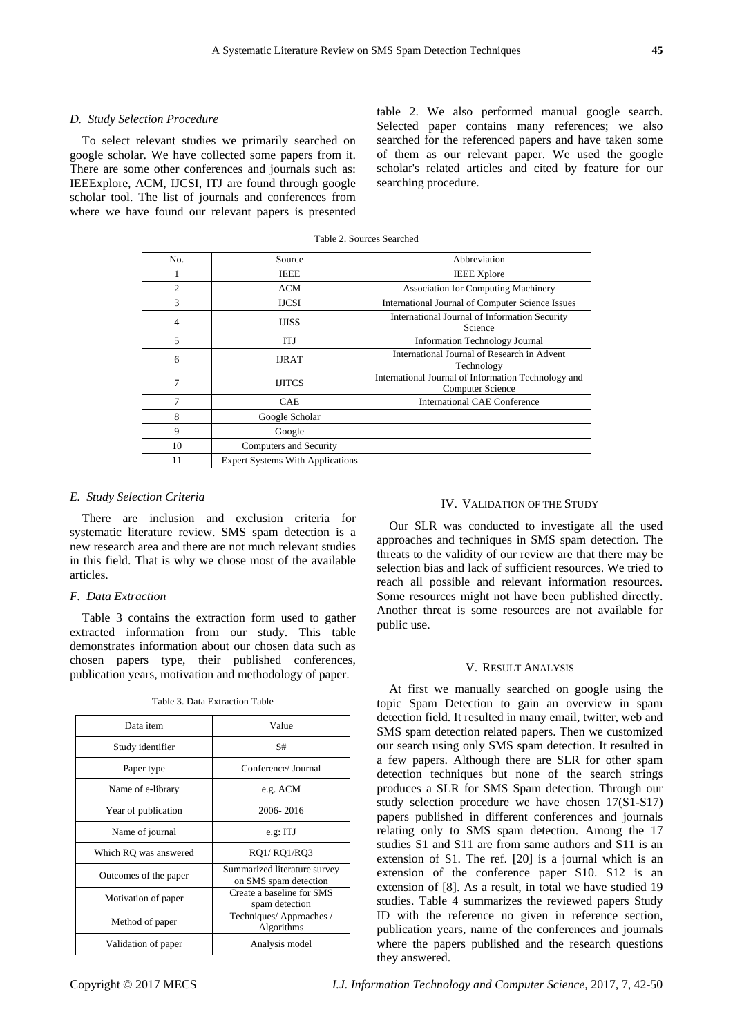### D. Study Selection Procedure

To select relevant studies we primarily searched on google scholar. We have collected some papers from it. There are some other conferences and journals such as: IEEExplore, ACM, IJCSI, ITJ are found through google scholar tool. The list of journals and conferences from where we have found our relevant papers is presented table 2. We also performed manual google search. Selected paper contains many references; we also searched for the referenced papers and have taken some of them as our relevant paper. We used the google scholar's related articles and cited by feature for our searching procedure.

Table 2. Sources Searched

| No. | Source | Abbreviation |
|---|---|---|
| 1 | IEEE | IEEE Xplore |
| 2 | ACM | Association for Computing Machinery |
| 3 | IJCSI | International Journal of Computer Science Issues |
| 4 | IJISS | International Journal of Information Security Science |
| 5 | ITJ | Information Technology Journal |
| 6 | IJRAT | International Journal of Research in Advent Technology |
| 7 | IJITCS | International Journal of Information Technology and Computer Science |
| 7 | CAE | International CAE Conference |
| 8 | Google Scholar | |
| 9 | Google | |
| 10 | Computers and Security | |
| 11 | Expert Systems With Applications | |

### E. Study Selection Criteria

There are inclusion and exclusion criteria for systematic literature review. SMS spam detection is a new research area and there are not much relevant studies in this field. That is why we chose most of the available articles.

### F. Data Extraction

Table 3 contains the extraction form used to gather extracted information from our study. This table demonstrates information about our chosen data such as chosen papers type, their published conferences, publication years, motivation and methodology of paper.

Table 3. Data Extraction Table

| Data item | Value |
|---|---|
| Study identifier | S# |
| Paper type | Conference/ Journal |
| Name of e-library | e.g. ACM |
| Year of publication | 2006- 2016 |
| Name of journal | e.g: ITJ |
| Which RQ was answered | RQ1/ RQ1/RQ3 |
| Outcomes of the paper | Summarized literature survey on SMS spam detection |
| Motivation of paper | Create a baseline for SMS spam detection |
| Method of paper | Techniques/ Approaches / Algorithms |
| Validation of paper | Analysis model |

## IV. Validation of the Study

Our SLR was conducted to investigate all the used approaches and techniques in SMS spam detection. The threats to the validity of our review are that there may be selection bias and lack of sufficient resources. We tried to reach all possible and relevant information resources. Some resources might not have been published directly. Another threat is some resources are not available for public use.

## V. Result Analysis

At first we manually searched on google using the topic Spam Detection to gain an overview in spam detection field. It resulted in many email, twitter, web and SMS spam detection related papers. Then we customized our search using only SMS spam detection. It resulted in a few papers. Although there are SLR for other spam detection techniques but none of the search strings produces a SLR for SMS Spam detection. Through our study selection procedure we have chosen 17(S1-S17) papers published in different conferences and journals relating only to SMS spam detection. Among the 17 studies S1 and S11 are from same authors and S11 is an extension of S1. The ref. [20] is a journal which is an extension of the conference paper S10. S12 is an extension of [8]. As a result, in total we have studied 19 studies. Table 4 summarizes the reviewed papers Study ID with the reference no given in reference section, publication years, name of the conferences and journals where the papers published and the research questions they answered.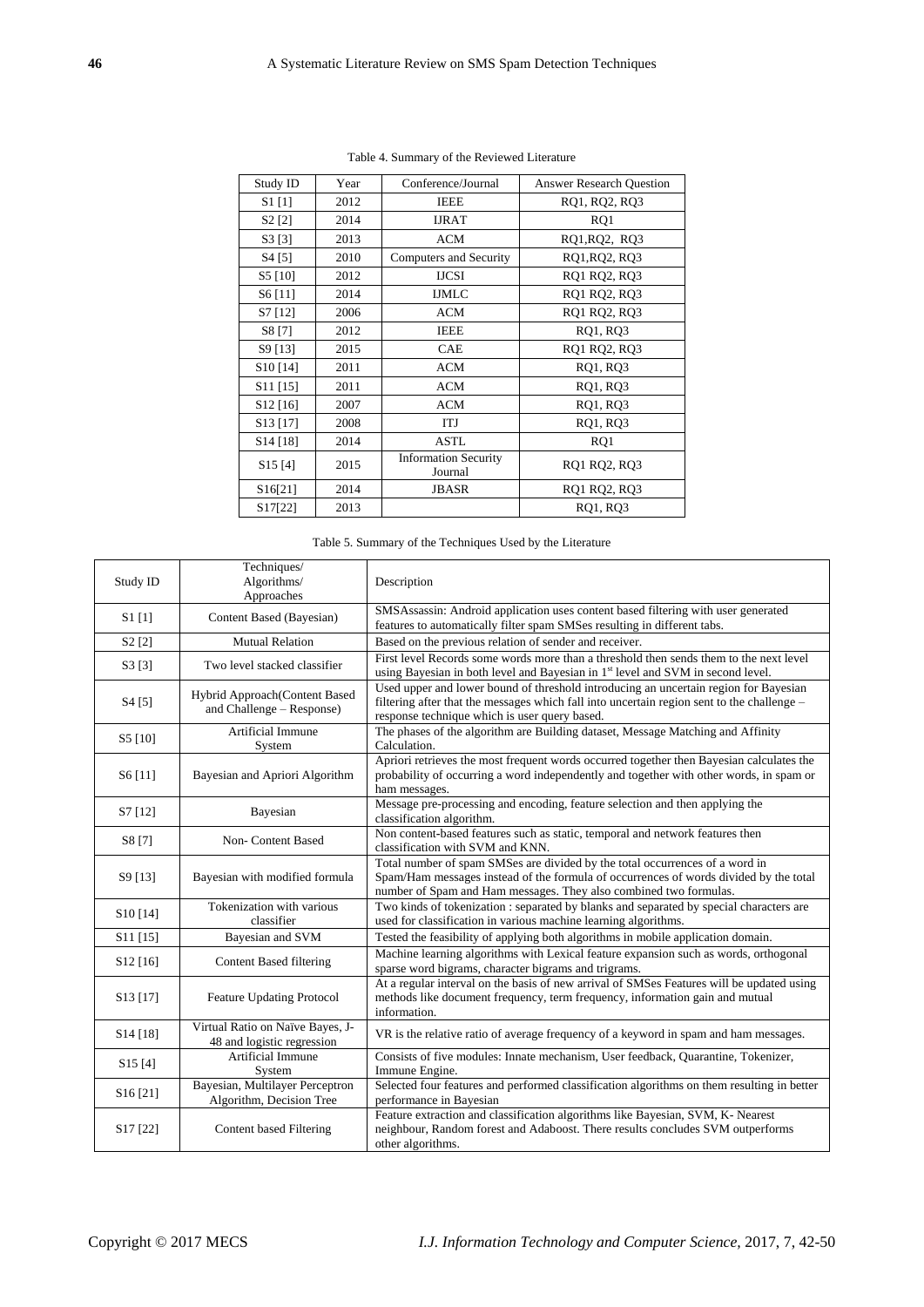Table 4. Summary of the Reviewed Literature

| Study ID | Year | Conference/Journal | Answer Research Question |
|---|---|---|---|
| S1 [1] | 2012 | IEEE | RQ1, RQ2, RQ3 |
| S2 [2] | 2014 | IJRAT | RQ1 |
| S3 [3] | 2013 | ACM | RQ1,RQ2, RQ3 |
| S4 [5] | 2010 | Computers and Security | RQ1,RQ2, RQ3 |
| S5 [10] | 2012 | IJCSI | RQ1 RQ2, RQ3 |
| S6 [11] | 2014 | IJMLC | RQ1 RQ2, RQ3 |
| S7 [12] | 2006 | ACM | RQ1 RQ2, RQ3 |
| S8 [7] | 2012 | IEEE | RQ1, RQ3 |
| S9 [13] | 2015 | CAE | RQ1 RQ2, RQ3 |
| S10 [14] | 2011 | ACM | RQ1, RQ3 |
| S11 [15] | 2011 | ACM | RQ1, RQ3 |
| S12 [16] | 2007 | ACM | RQ1, RQ3 |
| S13 [17] | 2008 | ITJ | RQ1, RQ3 |
| S14 [18] | 2014 | ASTL | RQ1 |
| S15 [4] | 2015 | Information Security Journal | RQ1 RQ2, RQ3 |
| S16[21] | 2014 | JBASR | RQ1 RQ2, RQ3 |
| S17[22] | 2013 | | RQ1, RQ3 |

Table 5. Summary of the Techniques Used by the Literature

| Study ID | Techniques/ Algorithms/ Approaches | Description |
|---|---|---|
| S1 [1] | Content Based (Bayesian) | SMSAssassin: Android application uses content based filtering with user generated features to automatically filter spam SMSes resulting in different tabs. |
| S2 [2] | Mutual Relation | Based on the previous relation of sender and receiver. |
| S3 [3] | Two level stacked classifier | First level Records some words more than a threshold then sends them to the next level using Bayesian in both level and Bayesian in 1st level and SVM in second level. |
| S4 [5] | Hybrid Approach(Content Based and Challenge – Response) | Used upper and lower bound of threshold introducing an uncertain region for Bayesian filtering after that the messages which fall into uncertain region sent to the challenge – response technique which is user query based. |
| S5 [10] | Artificial Immune System | The phases of the algorithm are Building dataset, Message Matching and Affinity Calculation. |
| S6 [11] | Bayesian and Apriori Algorithm | Apriori retrieves the most frequent words occurred together then Bayesian calculates the probability of occurring a word independently and together with other words, in spam or ham messages. |
| S7 [12] | Bayesian | Message pre-processing and encoding, feature selection and then applying the classification algorithm. |
| S8 [7] | Non- Content Based | Non content-based features such as static, temporal and network features then classification with SVM and KNN. |
| S9 [13] | Bayesian with modified formula | Total number of spam SMSes are divided by the total occurrences of a word in Spam/Ham messages instead of the formula of occurrences of words divided by the total number of Spam and Ham messages. They also combined two formulas. |
| S10 [14] | Tokenization with various classifier | Two kinds of tokenization : separated by blanks and separated by special characters are used for classification in various machine learning algorithms. |
| S11 [15] | Bayesian and SVM | Tested the feasibility of applying both algorithms in mobile application domain. |
| S12 [16] | Content Based filtering | Machine learning algorithms with Lexical feature expansion such as words, orthogonal sparse word bigrams, character bigrams and trigrams. |
| S13 [17] | Feature Updating Protocol | At a regular interval on the basis of new arrival of SMSes Features will be updated using methods like document frequency, term frequency, information gain and mutual information. |
| S14 [18] | Virtual Ratio on Naïve Bayes, J-48 and logistic regression | VR is the relative ratio of average frequency of a keyword in spam and ham messages. |
| S15 [4] | Artificial Immune System | Consists of five modules: Innate mechanism, User feedback, Quarantine, Tokenizer, Immune Engine. |
| S16 [21] | Bayesian, Multilayer Perceptron Algorithm, Decision Tree | Selected four features and performed classification algorithms on them resulting in better performance in Bayesian |
| S17 [22] | Content based Filtering | Feature extraction and classification algorithms like Bayesian, SVM, K- Nearest neighbour, Random forest and Adaboost. There results concludes SVM outperforms other algorithms. |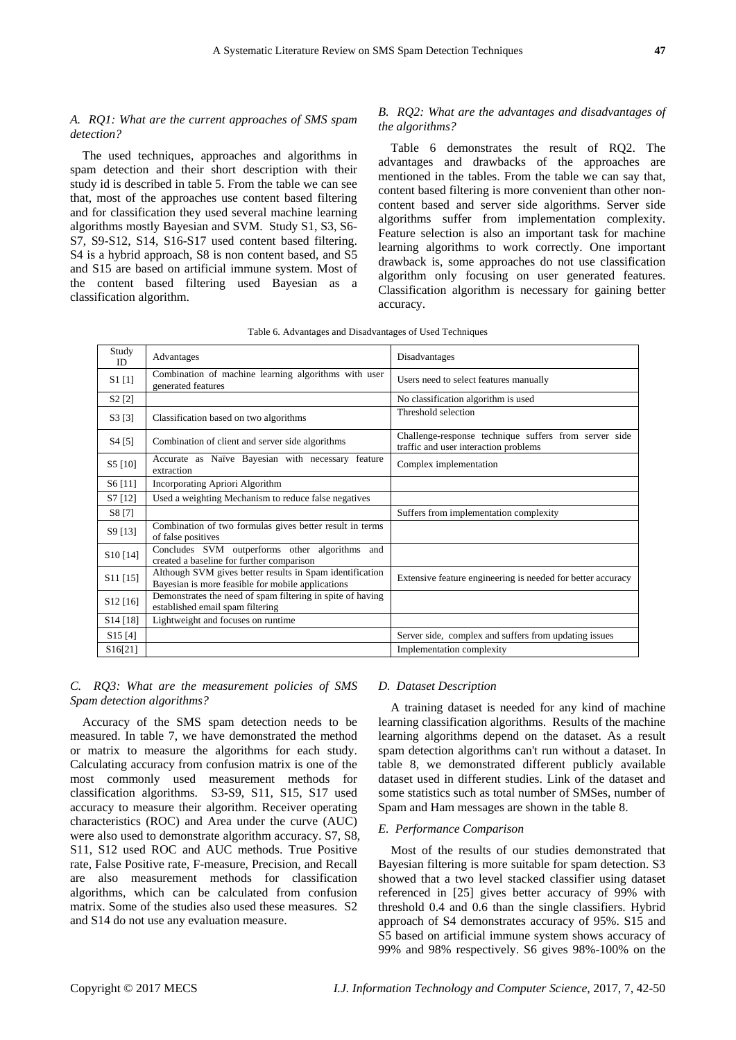### A. RQ1: What are the current approaches of SMS spam detection?

The used techniques, approaches and algorithms in spam detection and their short description with their study id is described in table 5. From the table we can see that, most of the approaches use content based filtering and for classification they used several machine learning algorithms mostly Bayesian and SVM. Study S1, S3, S6-S7, S9-S12, S14, S16-S17 used content based filtering. S4 is a hybrid approach, S8 is non content based, and S5 and S15 are based on artificial immune system. Most of the content based filtering used Bayesian as a classification algorithm.

### B. RQ2: What are the advantages and disadvantages of the algorithms?

Table 6 demonstrates the result of RQ2. The advantages and drawbacks of the approaches are mentioned in the tables. From the table we can say that, content based filtering is more convenient than other non-content based and server side algorithms. Server side algorithms suffer from implementation complexity. Feature selection is also an important task for machine learning algorithms to work correctly. One important drawback is, some approaches do not use classification algorithm only focusing on user generated features. Classification algorithm is necessary for gaining better accuracy.

Table 6. Advantages and Disadvantages of Used Techniques

| Study ID | Advantages | Disadvantages |
|---|---|---|
| S1 [1] | Combination of machine learning algorithms with user generated features | Users need to select features manually |
| S2 [2] | | No classification algorithm is used |
| S3 [3] | Classification based on two algorithms | Threshold selection |
| S4 [5] | Combination of client and server side algorithms | Challenge-response technique suffers from server side traffic and user interaction problems |
| S5 [10] | Accurate as Naïve Bayesian with necessary feature extraction | Complex implementation |
| S6 [11] | Incorporating Apriori Algorithm | |
| S7 [12] | Used a weighting Mechanism to reduce false negatives | |
| S8 [7] | | Suffers from implementation complexity |
| S9 [13] | Combination of two formulas gives better result in terms of false positives | |
| S10 [14] | Concludes SVM outperforms other algorithms and created a baseline for further comparison | |
| S11 [15] | Although SVM gives better results in Spam identification Bayesian is more feasible for mobile applications | Extensive feature engineering is needed for better accuracy |
| S12 [16] | Demonstrates the need of spam filtering in spite of having established email spam filtering | |
| S14 [18] | Lightweight and focuses on runtime | |
| S15 [4] | | Server side, complex and suffers from updating issues |
| S16[21] | | Implementation complexity |

### C. RQ3: What are the measurement policies of SMS Spam detection algorithms?

Accuracy of the SMS spam detection needs to be measured. In table 7, we have demonstrated the method or matrix to measure the algorithms for each study. Calculating accuracy from confusion matrix is one of the most commonly used measurement methods for classification algorithms. S3-S9, S11, S15, S17 used accuracy to measure their algorithm. Receiver operating characteristics (ROC) and Area under the curve (AUC) were also used to demonstrate algorithm accuracy. S7, S8, S11, S12 used ROC and AUC methods. True Positive rate, False Positive rate, F-measure, Precision, and Recall are also measurement methods for classification algorithms, which can be calculated from confusion matrix. Some of the studies also used these measures. S2 and S14 do not use any evaluation measure.

### D. Dataset Description

A training dataset is needed for any kind of machine learning classification algorithms. Results of the machine learning algorithms depend on the dataset. As a result spam detection algorithms can't run without a dataset. In table 8, we demonstrated different publicly available dataset used in different studies. Link of the dataset and some statistics such as total number of SMSes, number of Spam and Ham messages are shown in the table 8.

### E. Performance Comparison

Most of the results of our studies demonstrated that Bayesian filtering is more suitable for spam detection. S3 showed that a two level stacked classifier using dataset referenced in [25] gives better accuracy of 99% with threshold 0.4 and 0.6 than the single classifiers. Hybrid approach of S4 demonstrates accuracy of 95%. S15 and S5 based on artificial immune system shows accuracy of 99% and 98% respectively. S6 gives 98%-100% on the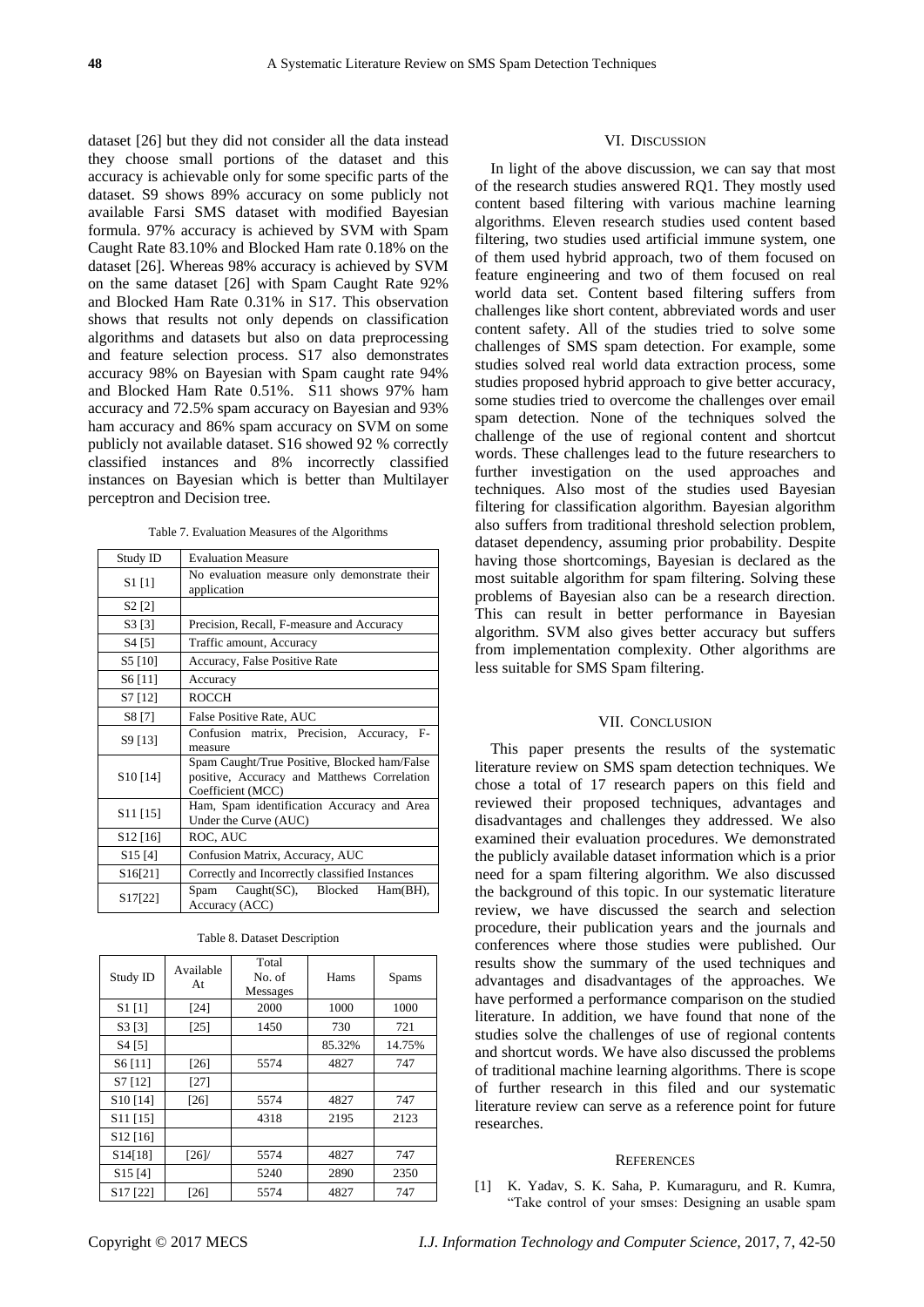dataset [26] but they did not consider all the data instead they choose small portions of the dataset and this accuracy is achievable only for some specific parts of the dataset. S9 shows 89% accuracy on some publicly not available Farsi SMS dataset with modified Bayesian formula. 97% accuracy is achieved by SVM with Spam Caught Rate 83.10% and Blocked Ham rate 0.18% on the dataset [26]. Whereas 98% accuracy is achieved by SVM on the same dataset [26] with Spam Caught Rate 92% and Blocked Ham Rate 0.31% in S17. This observation shows that results not only depends on classification algorithms and datasets but also on data preprocessing and feature selection process. S17 also demonstrates accuracy 98% on Bayesian with Spam caught rate 94% and Blocked Ham Rate 0.51%. S11 shows 97% ham accuracy and 72.5% spam accuracy on Bayesian and 93% ham accuracy and 86% spam accuracy on SVM on some publicly not available dataset. S16 showed 92 % correctly classified instances and 8% incorrectly classified instances on Bayesian which is better than Multilayer perceptron and Decision tree.

Table 7. Evaluation Measures of the Algorithms

| Study ID | Evaluation Measure |
|---|---|
| S1 [1] | No evaluation measure only demonstrate their application |
| S2 [2] | |
| S3 [3] | Precision, Recall, F-measure and Accuracy |
| S4 [5] | Traffic amount, Accuracy |
| S5 [10] | Accuracy, False Positive Rate |
| S6 [11] | Accuracy |
| S7 [12] | ROCCH |
| S8 [7] | False Positive Rate, AUC |
| S9 [13] | Confusion matrix, Precision, Accuracy, F-measure |
| S10 [14] | Spam Caught/True Positive, Blocked ham/False positive, Accuracy and Matthews Correlation Coefficient (MCC) |
| S11 [15] | Ham, Spam identification Accuracy and Area Under the Curve (AUC) |
| S12 [16] | ROC, AUC |
| S15 [4] | Confusion Matrix, Accuracy, AUC |
| S16[21] | Correctly and Incorrectly classified Instances |
| S17[22] | Spam Caught(SC), Blocked Ham(BH), Accuracy (ACC) |

Table 8. Dataset Description

| Study ID | Available At | Total No. of Messages | Hams | Spams |
|---|---|---|---|---|
| S1 [1] | [24] | 2000 | 1000 | 1000 |
| S3 [3] | [25] | 1450 | 730 | 721 |
| S4 [5] | | | 85.32% | 14.75% |
| S6 [11] | [26] | 5574 | 4827 | 747 |
| S7 [12] | [27] | | | |
| S10 [14] | [26] | 5574 | 4827 | 747 |
| S11 [15] | | 4318 | 2195 | 2123 |
| S12 [16] | | | | |
| S14[18] | [26]/ | 5574 | 4827 | 747 |
| S15 [4] | | 5240 | 2890 | 2350 |
| S17 [22] | [26] | 5574 | 4827 | 747 |

## VI. Discussion

In light of the above discussion, we can say that most of the research studies answered RQ1. They mostly used content based filtering with various machine learning algorithms. Eleven research studies used content based filtering, two studies used artificial immune system, one of them used hybrid approach, two of them focused on feature engineering and two of them focused on real world data set. Content based filtering suffers from challenges like short content, abbreviated words and user content safety. All of the studies tried to solve some challenges of SMS spam detection. For example, some studies solved real world data extraction process, some studies proposed hybrid approach to give better accuracy, some studies tried to overcome the challenges over email spam detection. None of the techniques solved the challenge of the use of regional content and shortcut words. These challenges lead to the future researchers to further investigation on the used approaches and techniques. Also most of the studies used Bayesian filtering for classification algorithm. Bayesian algorithm also suffers from traditional threshold selection problem, dataset dependency, assuming prior probability. Despite having those shortcomings, Bayesian is declared as the most suitable algorithm for spam filtering. Solving these problems of Bayesian also can be a research direction. This can result in better performance in Bayesian algorithm. SVM also gives better accuracy but suffers from implementation complexity. Other algorithms are less suitable for SMS Spam filtering.

## VII. Conclusion

This paper presents the results of the systematic literature review on SMS spam detection techniques. We chose a total of 17 research papers on this field and reviewed their proposed techniques, advantages and disadvantages and challenges they addressed. We also examined their evaluation procedures. We demonstrated the publicly available dataset information which is a prior need for a spam filtering algorithm. We also discussed the background of this topic. In our systematic literature review, we have discussed the search and selection procedure, their publication years and the journals and conferences where those studies were published. Our results show the summary of the used techniques and advantages and disadvantages of the approaches. We have performed a performance comparison on the studied literature. In addition, we have found that none of the studies solve the challenges of use of regional contents and shortcut words. We have also discussed the problems of traditional machine learning algorithms. There is scope of further research in this filed and our systematic literature review can serve as a reference point for future researches.

## References

[1] K. Yadav, S. K. Saha, P. Kumaraguru, and R. Kumra, "Take control of your smses: Designing an usable spam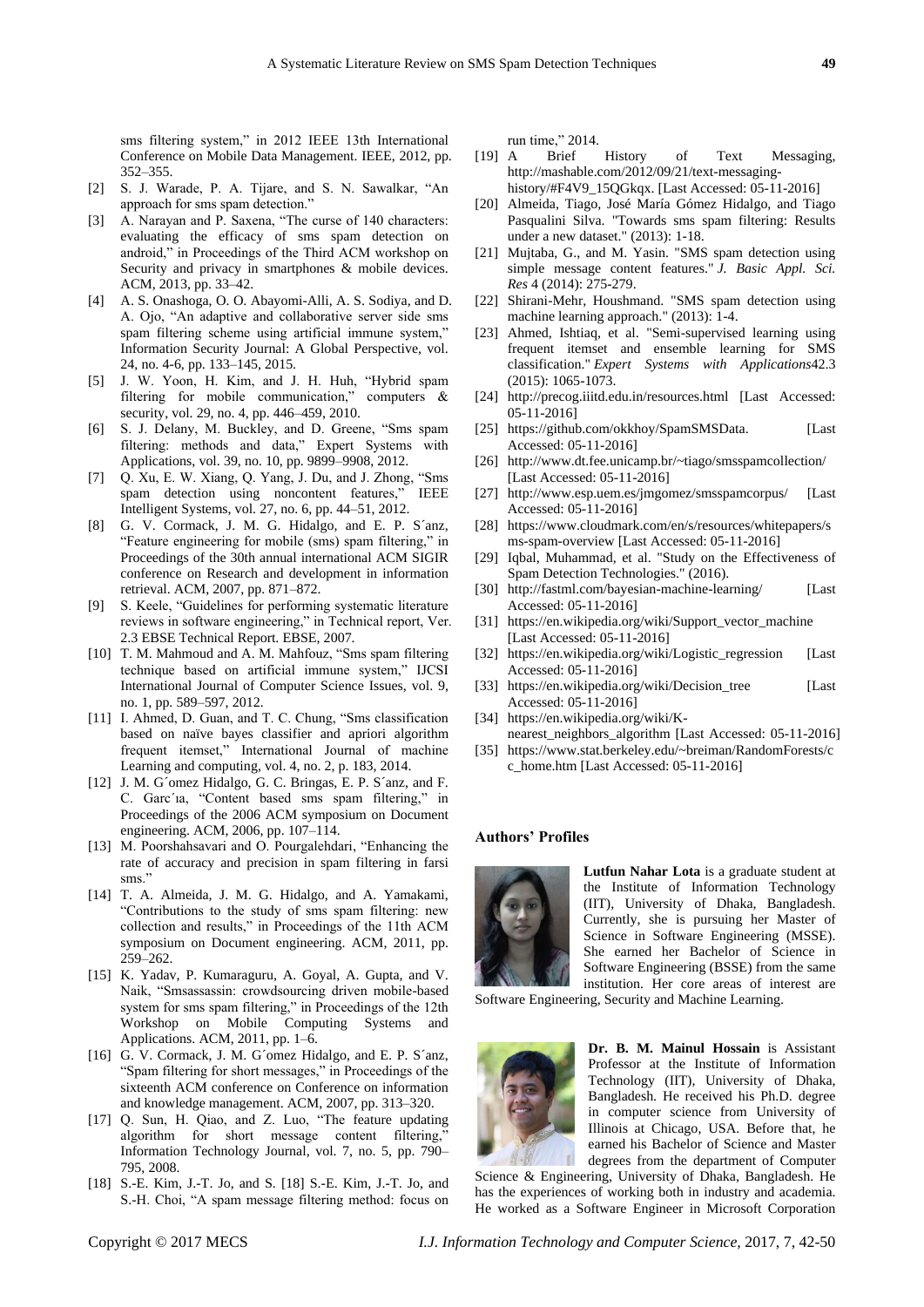sms filtering system," in 2012 IEEE 13th International Conference on Mobile Data Management. IEEE, 2012, pp. 352–355.

[2] S. J. Warade, P. A. Tijare, and S. N. Sawalkar, "An approach for sms spam detection."

[3] A. Narayan and P. Saxena, "The curse of 140 characters: evaluating the efficacy of sms spam detection on android," in Proceedings of the Third ACM workshop on Security and privacy in smartphones & mobile devices. ACM, 2013, pp. 33–42.

[4] A. S. Onashoga, O. O. Abayomi-Alli, A. S. Sodiya, and D. A. Ojo, "An adaptive and collaborative server side sms spam filtering scheme using artificial immune system," Information Security Journal: A Global Perspective, vol. 24, no. 4-6, pp. 133–145, 2015.

[5] J. W. Yoon, H. Kim, and J. H. Huh, "Hybrid spam filtering for mobile communication," computers & security, vol. 29, no. 4, pp. 446–459, 2010.

[6] S. J. Delany, M. Buckley, and D. Greene, "Sms spam filtering: methods and data," Expert Systems with Applications, vol. 39, no. 10, pp. 9899–9908, 2012.

[7] Q. Xu, E. W. Xiang, Q. Yang, J. Du, and J. Zhong, "Sms spam detection using noncontent features," IEEE Intelligent Systems, vol. 27, no. 6, pp. 44–51, 2012.

[8] G. V. Cormack, J. M. G. Hidalgo, and E. P. S´anz, "Feature engineering for mobile (sms) spam filtering," in Proceedings of the 30th annual international ACM SIGIR conference on Research and development in information retrieval. ACM, 2007, pp. 871–872.

[9] S. Keele, "Guidelines for performing systematic literature reviews in software engineering," in Technical report, Ver. 2.3 EBSE Technical Report. EBSE, 2007.

[10] T. M. Mahmoud and A. M. Mahfouz, "Sms spam filtering technique based on artificial immune system," IJCSI International Journal of Computer Science Issues, vol. 9, no. 1, pp. 589–597, 2012.

[11] I. Ahmed, D. Guan, and T. C. Chung, "Sms classification based on naïve bayes classifier and apriori algorithm frequent itemset," International Journal of machine Learning and computing, vol. 4, no. 2, p. 183, 2014.

[12] J. M. G´omez Hidalgo, G. C. Bringas, E. P. S´anz, and F. C. Garc´ıa, "Content based sms spam filtering," in Proceedings of the 2006 ACM symposium on Document engineering. ACM, 2006, pp. 107–114.

[13] M. Poorshahsavari and O. Pourgalehdari, "Enhancing the rate of accuracy and precision in spam filtering in farsi sms."

[14] T. A. Almeida, J. M. G. Hidalgo, and A. Yamakami, "Contributions to the study of sms spam filtering: new collection and results," in Proceedings of the 11th ACM symposium on Document engineering. ACM, 2011, pp. 259–262.

[15] K. Yadav, P. Kumaraguru, A. Goyal, A. Gupta, and V. Naik, "Smsassassin: crowdsourcing driven mobile-based system for sms spam filtering," in Proceedings of the 12th Workshop on Mobile Computing Systems and Applications. ACM, 2011, pp. 1–6.

[16] G. V. Cormack, J. M. G´omez Hidalgo, and E. P. S´anz, "Spam filtering for short messages," in Proceedings of the sixteenth ACM conference on Conference on information and knowledge management. ACM, 2007, pp. 313–320.

[17] Q. Sun, H. Qiao, and Z. Luo, "The feature updating algorithm for short message content filtering," Information Technology Journal, vol. 7, no. 5, pp. 790–795, 2008.

[18] S.-E. Kim, J.-T. Jo, and S. [18] S.-E. Kim, J.-T. Jo, and S.-H. Choi, "A spam message filtering method: focus on run time," 2014.

[19] A Brief History of Text Messaging, http://mashable.com/2012/09/21/text-messaging-history/#F4V9_15QGkqx. [Last Accessed: 05-11-2016]

[20] Almeida, Tiago, José María Gómez Hidalgo, and Tiago Pasqualini Silva. "Towards sms spam filtering: Results under a new dataset." (2013): 1-18.

[21] Mujtaba, G., and M. Yasin. "SMS spam detection using simple message content features." *J. Basic Appl. Sci. Res* 4 (2014): 275-279.

[22] Shirani-Mehr, Houshmand. "SMS spam detection using machine learning approach." (2013): 1-4.

[23] Ahmed, Ishtiaq, et al. "Semi-supervised learning using frequent itemset and ensemble learning for SMS classification." *Expert Systems with Applications*42.3 (2015): 1065-1073.

[24] http://precog.iiitd.edu.in/resources.html [Last Accessed: 05-11-2016]

[25] https://github.com/okkhoy/SpamSMSData. [Last Accessed: 05-11-2016]

[26] http://www.dt.fee.unicamp.br/~tiago/smsspamcollection/ [Last Accessed: 05-11-2016]

[27] http://www.esp.uem.es/jmgomez/smsspamcorpus/ [Last Accessed: 05-11-2016]

[28] https://www.cloudmark.com/en/s/resources/whitepapers/sms-spam-overview [Last Accessed: 05-11-2016]

[29] Iqbal, Muhammad, et al. "Study on the Effectiveness of Spam Detection Technologies." (2016).

[30] http://fastml.com/bayesian-machine-learning/ [Last Accessed: 05-11-2016]

[31] https://en.wikipedia.org/wiki/Support_vector_machine [Last Accessed: 05-11-2016]

[32] https://en.wikipedia.org/wiki/Logistic_regression [Last Accessed: 05-11-2016]

[33] https://en.wikipedia.org/wiki/Decision_tree [Last Accessed: 05-11-2016]

[34] https://en.wikipedia.org/wiki/K-nearest_neighbors_algorithm [Last Accessed: 05-11-2016]

[35] https://www.stat.berkeley.edu/~breiman/RandomForests/cc_home.htm [Last Accessed: 05-11-2016]

### Authors' Profiles

**Lutfun Nahar Lota** is a graduate student at the Institute of Information Technology (IIT), University of Dhaka, Bangladesh. Currently, she is pursuing her Master of Science in Software Engineering (MSSE). She earned her Bachelor of Science in Software Engineering (BSSE) from the same institution. Her core areas of interest are Software Engineering, Security and Machine Learning.

**Dr. B. M. Mainul Hossain** is Assistant Professor at the Institute of Information Technology (IIT), University of Dhaka, Bangladesh. He received his Ph.D. degree in computer science from University of Illinois at Chicago, USA. Before that, he earned his Bachelor of Science and Master degrees from the department of Computer Science & Engineering, University of Dhaka, Bangladesh. He has the experiences of working both in industry and academia. He worked as a Software Engineer in Microsoft Corporation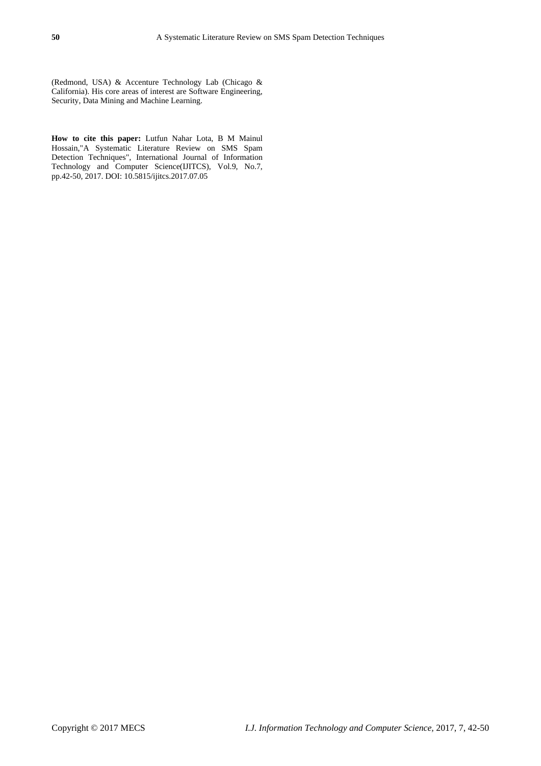(Redmond, USA) & Accenture Technology Lab (Chicago & California). His core areas of interest are Software Engineering, Security, Data Mining and Machine Learning.

**How to cite this paper:** Lutfun Nahar Lota, B M Mainul Hossain,"A Systematic Literature Review on SMS Spam Detection Techniques", International Journal of Information Technology and Computer Science(IJITCS), Vol.9, No.7, pp.42-50, 2017. DOI: 10.5815/ijitcs.2017.07.05